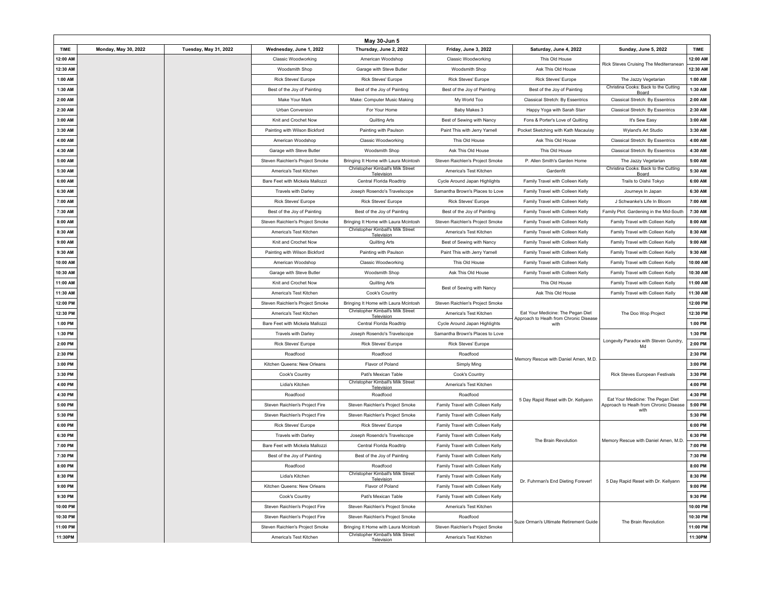**May 30-Jun 5**

| TIME | Monday, May 30, 2022 | Tuesday, May 31, 2022 | Wednesday, June 1, 2022 | Thursday, June 2, 2022 | Friday, June 3, 2022 | Saturday, June 4, 2022 | Sunday, June 5, 2022 | TIME |
|---|---|---|---|---|---|---|---|---|
| 12:00 AM | | | Classic Woodworking | American Woodshop | Classic Woodworking | This Old House | Rick Steves Cruising The Mediterranean | 12:00 AM |
| 12:30 AM | | | Woodsmith Shop | Garage with Steve Butler | Woodsmith Shop | Ask This Old House | | 12:30 AM |
| 1:00 AM | | | Rick Steves' Europe | Rick Steves' Europe | Rick Steves' Europe | Rick Steves' Europe | The Jazzy Vegetarian | 1:00 AM |
| 1:30 AM | | | Best of the Joy of Painting | Best of the Joy of Painting | Best of the Joy of Painting | Best of the Joy of Painting | Christina Cooks: Back to the Cutting Board | 1:30 AM |
| 2:00 AM | | | Make Your Mark | Make: Computer Music Making | My World Too | Classical Stretch: By Essentrics | Classical Stretch: By Essentrics | 2:00 AM |
| 2:30 AM | | | Urban Conversion | For Your Home | Baby Makes 3 | Happy Yoga with Sarah Starr | Classical Stretch: By Essentrics | 2:30 AM |
| 3:00 AM | | | Knit and Crochet Now | Quilting Arts | Best of Sewing with Nancy | Fons & Porter's Love of Quilting | It's Sew Easy | 3:00 AM |
| 3:30 AM | | | Painting with Wilson Bickford | Painting with Paulson | Paint This with Jerry Yarnell | Pocket Sketching with Kath Macaulay | Wyland's Art Studio | 3:30 AM |
| 4:00 AM | | | American Woodshop | Classic Woodworking | This Old House | Ask This Old House | Classical Stretch: By Essentrics | 4:00 AM |
| 4:30 AM | | | Garage with Steve Butler | Woodsmith Shop | Ask This Old House | This Old House | Classical Stretch: By Essentrics | 4:30 AM |
| 5:00 AM | | | Steven Raichlen's Project Smoke | Bringing It Home with Laura Mcintosh | Steven Raichlen's Project Smoke | P. Allen Smith's Garden Home | The Jazzy Vegetarian | 5:00 AM |
| 5:30 AM | | | America's Test Kitchen | Christopher Kimball's Milk Street Television | America's Test Kitchen | Gardenfit | Christina Cooks: Back to the Cutting Board | 5:30 AM |
| 6:00 AM | | | Bare Feet with Mickela Mallozzi | Central Florida Roadtrip | Cycle Around Japan Highlights | Family Travel with Colleen Kelly | Trails to Oishii Tokyo | 6:00 AM |
| 6:30 AM | | | Travels with Darley | Joseph Rosendo's Travelscope | Samantha Brown's Places to Love | Family Travel with Colleen Kelly | Journeys In Japan | 6:30 AM |
| 7:00 AM | | | Rick Steves' Europe | Rick Steves' Europe | Rick Steves' Europe | Family Travel with Colleen Kelly | J Schwanke's Life In Bloom | 7:00 AM |
| 7:30 AM | | | Best of the Joy of Painting | Best of the Joy of Painting | Best of the Joy of Painting | Family Travel with Colleen Kelly | Family Plot: Gardening in the Mid-South | 7:30 AM |
| 8:00 AM | | | Steven Raichlen's Project Smoke | Bringing It Home with Laura Mcintosh | Steven Raichlen's Project Smoke | Family Travel with Colleen Kelly | Family Travel with Colleen Kelly | 8:00 AM |
| 8:30 AM | | | America's Test Kitchen | Christopher Kimball's Milk Street Television | America's Test Kitchen | Family Travel with Colleen Kelly | Family Travel with Colleen Kelly | 8:30 AM |
| 9:00 AM | | | Knit and Crochet Now | Quilting Arts | Best of Sewing with Nancy | Family Travel with Colleen Kelly | Family Travel with Colleen Kelly | 9:00 AM |
| 9:30 AM | | | Painting with Wilson Bickford | Painting with Paulson | Paint This with Jerry Yarnell | Family Travel with Colleen Kelly | Family Travel with Colleen Kelly | 9:30 AM |
| 10:00 AM | | | American Woodshop | Classic Woodworking | This Old House | Family Travel with Colleen Kelly | Family Travel with Colleen Kelly | 10:00 AM |
| 10:30 AM | | | Garage with Steve Butler | Woodsmith Shop | Ask This Old House | Family Travel with Colleen Kelly | Family Travel with Colleen Kelly | 10:30 AM |
| 11:00 AM | | | Knit and Crochet Now | Quilting Arts | Best of Sewing with Nancy | This Old House | Family Travel with Colleen Kelly | 11:00 AM |
| 11:30 AM | | | America's Test Kitchen | Cook's Country | | Ask This Old House | Family Travel with Colleen Kelly | 11:30 AM |
| 12:00 PM | | | Steven Raichlen's Project Smoke | Bringing It Home with Laura Mcintosh | Steven Raichlen's Project Smoke | Eat Your Medicine: The Pegan Diet Approach to Healh from Chronic Disease with | The Doo Wop Project | 12:00 PM |
| 12:30 PM | | | America's Test Kitchen | Christopher Kimball's Milk Street Television | America's Test Kitchen | | | 12:30 PM |
| 1:00 PM | | | Bare Feet with Mickela Mallozzi | Central Florida Roadtrip | Cycle Around Japan Highlights | | | 1:00 PM |
| 1:30 PM | | | Travels with Darley | Joseph Rosendo's Travelscope | Samantha Brown's Places to Love | Memory Rescue with Daniel Amen, M.D. | Longevity Paradox with Steven Gundry, Md | 1:30 PM |
| 2:00 PM | | | Rick Steves' Europe | Rick Steves' Europe | Rick Steves' Europe | | | 2:00 PM |
| 2:30 PM | | | Roadfood | Roadfood | Roadfood | | | 2:30 PM |
| 3:00 PM | | | Kitchen Queens: New Orleans | Flavor of Poland | Simply Ming | | Rick Steves European Festivals | 3:00 PM |
| 3:30 PM | | | Cook's Country | Pati's Mexican Table | Cook's Country | | | 3:30 PM |
| 4:00 PM | | | Lidia's Kitchen | Christopher Kimball's Milk Street Television | America's Test Kitchen | 5 Day Rapid Reset with Dr. Kellyann | Eat Your Medicine: The Pegan Diet Approach to Healh from Chronic Disease with | 4:00 PM |
| 4:30 PM | | | Roadfood | Roadfood | Roadfood | | | 4:30 PM |
| 5:00 PM | | | Steven Raichlen's Project Fire | Steven Raichlen's Project Smoke | Family Travel with Colleen Kelly | | | 5:00 PM |
| 5:30 PM | | | Steven Raichlen's Project Fire | Steven Raichlen's Project Smoke | Family Travel with Colleen Kelly | | | 5:30 PM |
| 6:00 PM | | | Rick Steves' Europe | Rick Steves' Europe | Family Travel with Colleen Kelly | The Brain Revolution | Memory Rescue with Daniel Amen, M.D. | 6:00 PM |
| 6:30 PM | | | Travels with Darley | Joseph Rosendo's Travelscope | Family Travel with Colleen Kelly | | | 6:30 PM |
| 7:00 PM | | | Bare Feet with Mickela Mallozzi | Central Florida Roadtrip | Family Travel with Colleen Kelly | | | 7:00 PM |
| 7:30 PM | | | Best of the Joy of Painting | Best of the Joy of Painting | Family Travel with Colleen Kelly | | | 7:30 PM |
| 8:00 PM | | | Roadfood | Roadfood | Family Travel with Colleen Kelly | Dr. Fuhrman's End Dieting Forever! | 5 Day Rapid Reset with Dr. Kellyann | 8:00 PM |
| 8:30 PM | | | Lidia's Kitchen | Christopher Kimball's Milk Street Television | Family Travel with Colleen Kelly | | | 8:30 PM |
| 9:00 PM | | | Kitchen Queens: New Orleans | Flavor of Poland | Family Travel with Colleen Kelly | | | 9:00 PM |
| 9:30 PM | | | Cook's Country | Pati's Mexican Table | Family Travel with Colleen Kelly | | | 9:30 PM |
| 10:00 PM | | | Steven Raichlen's Project Fire | Steven Raichlen's Project Smoke | America's Test Kitchen | Suze Orman's Ultimate Retirement Guide | The Brain Revolution | 10:00 PM |
| 10:30 PM | | | Steven Raichlen's Project Fire | Steven Raichlen's Project Smoke | Roadfood | | | 10:30 PM |
| 11:00 PM | | | Steven Raichlen's Project Smoke | Bringing It Home with Laura Mcintosh | Steven Raichlen's Project Smoke | | | 11:00 PM |
| 11:30PM | | | America's Test Kitchen | Christopher Kimball's Milk Street Television | America's Test Kitchen | | | 11:30PM |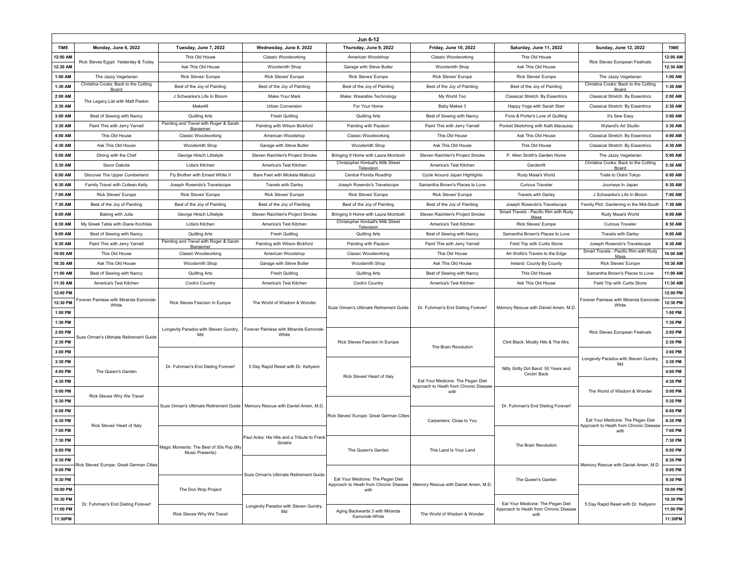| Jun 6-12 | | | | | | | | |
|---|---|---|---|---|---|---|---|---|
| **TIME** | **Monday, June 6, 2022** | **Tuesday, June 7, 2022** | **Wednesday, June 8, 2022** | **Thursday, June 9, 2022** | **Friday, June 10, 2022** | **Saturday, June 11, 2022** | **Sunday, June 12, 2022** | **TIME** |
| **12:00 AM** | Rick Steves Egypt: Yesterday & Today | This Old House | Classic Woodworking | American Woodshop | Classic Woodworking | This Old House | Rick Steves European Festivals | **12:00 AM** |
| **12:30 AM** | | Ask This Old House | Woodsmith Shop | Garage with Steve Butler | Woodsmith Shop | Ask This Old House | | **12:30 AM** |
| **1:00 AM** | The Jazzy Vegetarian | Rick Steves' Europe | Rick Steves' Europe | Rick Steves' Europe | Rick Steves' Europe | Rick Steves' Europe | The Jazzy Vegetarian | **1:00 AM** |
| **1:30 AM** | Christina Cooks: Back to the Cutting Board | Best of the Joy of Painting | Best of the Joy of Painting | Best of the Joy of Painting | Best of the Joy of Painting | Best of the Joy of Painting | Christina Cooks: Back to the Cutting Board | **1:30 AM** |
| **2:00 AM** | The Legacy List with Matt Paxton | J Schwanke's Life In Bloom | Make Your Mark | Make: Wearable Technology | My World Too | Classical Stretch: By Essentrics | Classical Stretch: By Essentrics | **2:00 AM** |
| **2:30 AM** | | Make48 | Urban Conversion | For Your Home | Baby Makes 3 | Happy Yoga with Sarah Starr | Classical Stretch: By Essentrics | **2:30 AM** |
| **3:00 AM** | Best of Sewing with Nancy | Quilting Arts | Fresh Quilting | Quilting Arts | Best of Sewing with Nancy | Fons & Porter's Love of Quilting | It's Sew Easy | **3:00 AM** |
| **3:30 AM** | Paint This with Jerry Yarnell | Painting and Travel with Roger & Sarah Bansemer | Painting with Wilson Bickford | Painting with Paulson | Paint This with Jerry Yarnell | Pocket Sketching with Kath Macaulay | Wyland's Art Studio | **3:30 AM** |
| **4:00 AM** | This Old House | Classic Woodworking | American Woodshop | Classic Woodworking | This Old House | Ask This Old House | Classical Stretch: By Essentrics | **4:00 AM** |
| **4:30 AM** | Ask This Old House | Woodsmith Shop | Garage with Steve Butler | Woodsmith Shop | Ask This Old House | This Old House | Classical Stretch: By Essentrics | **4:30 AM** |
| **5:00 AM** | Dining with the Chef | George Hirsch Lifestyle | Steven Raichlen's Project Smoke | Bringing It Home with Laura Mcintosh | Steven Raichlen's Project Smoke | P. Allen Smith's Garden Home | The Jazzy Vegetarian | **5:00 AM** |
| **5:30 AM** | Savor Dakota | Lidia's Kitchen | America's Test Kitchen | Christopher Kimball's Milk Street Television | America's Test Kitchen | Gardenfit | Christina Cooks: Back to the Cutting Board | **5:30 AM** |
| **6:00 AM** | Discover The Upper Cumberland | Fly Brother with Ernest White II | Bare Feet with Mickela Mallozzi | Central Florida Roadtrip | Cycle Around Japan Highlights | Rudy Maxa's World | Trails to Oishii Tokyo | **6:00 AM** |
| **6:30 AM** | Family Travel with Colleen Kelly | Joseph Rosendo's Travelscope | Travels with Darley | Joseph Rosendo's Travelscope | Samantha Brown's Places to Love | Curious Traveler | Journeys In Japan | **6:30 AM** |
| **7:00 AM** | Rick Steves' Europe | Rick Steves' Europe | Rick Steves' Europe | Rick Steves' Europe | Rick Steves' Europe | Travels with Darley | J Schwanke's Life In Bloom | **7:00 AM** |
| **7:30 AM** | Best of the Joy of Painting | Best of the Joy of Painting | Best of the Joy of Painting | Best of the Joy of Painting | Best of the Joy of Painting | Joseph Rosendo's Travelscope | Family Plot: Gardening in the Mid-South | **7:30 AM** |
| **8:00 AM** | Baking with Julia | George Hirsch Lifestyle | Steven Raichlen's Project Smoke | Bringing It Home with Laura Mcintosh | Steven Raichlen's Project Smoke | Smart Travels - Pacific Rim with Rudy Maxa | Rudy Maxa's World | **8:00 AM** |
| **8:30 AM** | My Greek Table with Diane Kochilas | Lidia's Kitchen | America's Test Kitchen | Christopher Kimball's Milk Street Television | America's Test Kitchen | Rick Steves' Europe | Curious Traveler | **8:30 AM** |
| **9:00 AM** | Best of Sewing with Nancy | Quilting Arts | Fresh Quilting | Quilting Arts | Best of Sewing with Nancy | Samantha Brown's Places to Love | Travels with Darley | **9:00 AM** |
| **9:30 AM** | Paint This with Jerry Yarnell | Painting and Travel with Roger & Sarah Bansemer | Painting with Wilson Bickford | Painting with Paulson | Paint This with Jerry Yarnell | Field Trip with Curtis Stone | Joseph Rosendo's Travelscope | **9:30 AM** |
| **10:00 AM** | This Old House | Classic Woodworking | American Woodshop | Classic Woodworking | This Old House | Art Wolfe's Travels to the Edge | Smart Travels - Pacific Rim with Rudy Maxa | **10:00 AM** |
| **10:30 AM** | Ask This Old House | Woodsmith Shop | Garage with Steve Butler | Woodsmith Shop | Ask This Old House | Ireland: County By County | Rick Steves' Europe | **10:30 AM** |
| **11:00 AM** | Best of Sewing with Nancy | Quilting Arts | Fresh Quilting | Quilting Arts | Best of Sewing with Nancy | This Old House | Samantha Brown's Places to Love | **11:00 AM** |
| **11:30 AM** | America's Test Kitchen | Cook's Country | America's Test Kitchen | Cook's Country | America's Test Kitchen | Ask This Old House | Field Trip with Curtis Stone | **11:30 AM** |
| **12:00 PM** | Forever Painless with Miranda Esmonde-White | Rick Steves Fascism In Europe | The World of Wisdom & Wonder | Suze Orman's Ultimate Retirement Guide | Dr. Fuhrman's End Dieting Forever! | Memory Rescue with Daniel Amen, M.D. | Forever Painless with Miranda Esmonde-White | **12:00 PM** |
| **12:30 PM** | | | | | | | | **12:30 PM** |
| **1:00 PM** | | | | | | | | **1:00 PM** |
| **1:30 PM** | Suze Orman's Ultimate Retirement Guide | Longevity Paradox with Steven Gundry, Md | Forever Painless with Miranda Esmonde-White | | | | | **1:30 PM** |
| **2:00 PM** | | | | Rick Steves Fascism In Europe | The Brain Revolution | Clint Black: Mostly Hits & The Mrs. | Rick Steves European Festivals | **2:00 PM** |
| **2:30 PM** | | | | | | | | **2:30 PM** |
| **3:00 PM** | | Dr. Fuhrman's End Dieting Forever! | 5 Day Rapid Reset with Dr. Kellyann | | | | Longevity Paradox with Steven Gundry, Md | **3:00 PM** |
| **3:30 PM** | The Queen's Garden | | | Rick Steves' Heart of Italy | | Nitty Gritty Dirt Band: 50 Years and Circlin' Back | | **3:30 PM** |
| **4:00 PM** | | | | | Eat Your Medicine: The Pegan Diet Approach to Healh from Chronic Disease with | | | **4:00 PM** |
| **4:30 PM** | | | | | | | The World of Wisdom & Wonder | **4:30 PM** |
| **5:00 PM** | Rick Steves Why We Travel | Suze Orman's Ultimate Retirement Guide | Memory Rescue with Daniel Amen, M.D. | | | | | **5:00 PM** |
| **5:30 PM** | | | | Rick Steves' Europe: Great German Cities | | Dr. Fuhrman's End Dieting Forever! | | **5:30 PM** |
| **6:00 PM** | Rick Steves' Heart of Italy | | | | Carpenters: Close to You | | Eat Your Medicine: The Pegan Diet Approach to Healh from Chronic Disease with | **6:00 PM** |
| **6:30 PM** | | | | | | | | **6:30 PM** |
| **7:00 PM** | | Magic Moments: The Best of 50s Pop (My Music Presents) | Paul Anka: His Hits and a Tribute to Frank Sinatra | | | The Brain Revolution | | **7:00 PM** |
| **7:30 PM** | | | | The Queen's Garden | This Land Is Your Land | | | **7:30 PM** |
| **8:00 PM** | Rick Steves' Europe: Great German Cities | | | | | | Memory Rescue with Daniel Amen, M.D. | **8:00 PM** |
| **8:30 PM** | | | Suze Orman's Ultimate Retirement Guide | | | | | **8:30 PM** |
| **9:00 PM** | | | | Eat Your Medicine: The Pegan Diet Approach to Healh from Chronic Disease with | Memory Rescue with Daniel Amen, M.D. | The Queen's Garden | | **9:00 PM** |
| **9:30 PM** | | The Doo Wop Project | | | | | 5 Day Rapid Reset with Dr. Kellyann | **9:30 PM** |
| **10:00 PM** | Dr. Fuhrman's End Dieting Forever! | | | | | | | **10:00 PM** |
| **10:30 PM** | | | Longevity Paradox with Steven Gundry, Md | Aging Backwards 3 with Miranda Esmonde-White | | Eat Your Medicine: The Pegan Diet Approach to Healh from Chronic Disease with | | **10:30 PM** |
| **11:00 PM** | | Rick Steves Why We Travel | | | The World of Wisdom & Wonder | | | **11:00 PM** |
| **11:30PM** | | | | | | | | **11:30PM** |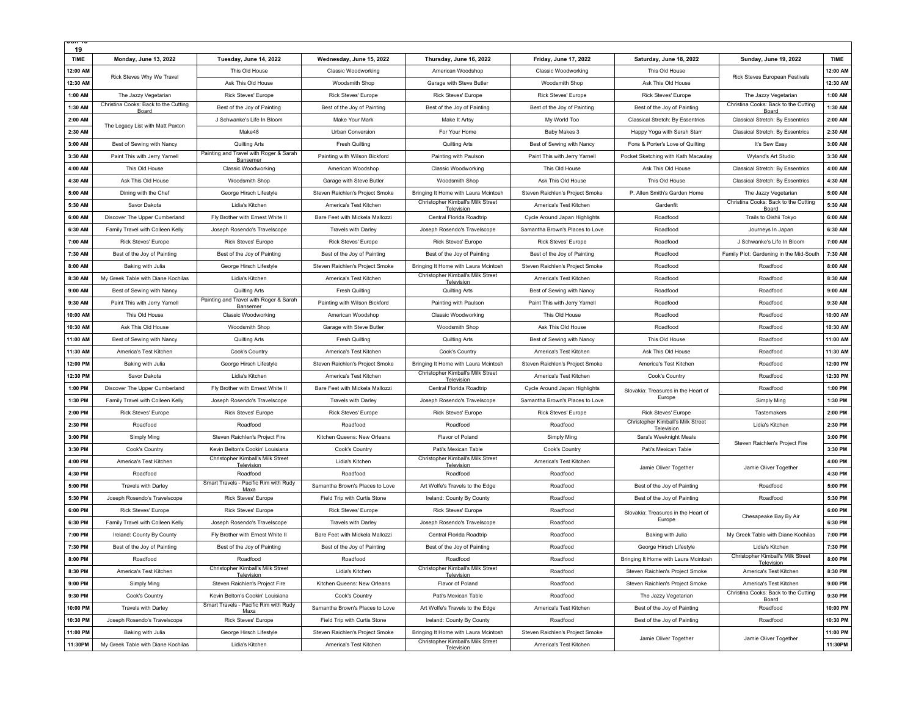Jun 13 - 19

| TIME | Monday, June 13, 2022 | Tuesday, June 14, 2022 | Wednesday, June 15, 2022 | Thursday, June 16, 2022 | Friday, June 17, 2022 | Saturday, June 18, 2022 | Sunday, June 19, 2022 | TIME |
|---|---|---|---|---|---|---|---|---|
| 12:00 AM | Rick Steves Why We Travel | This Old House | Classic Woodworking | American Woodshop | Classic Woodworking | This Old House | Rick Steves European Festivals | 12:00 AM |
| 12:30 AM | | Ask This Old House | Woodsmith Shop | Garage with Steve Butler | Woodsmith Shop | Ask This Old House | | 12:30 AM |
| 1:00 AM | The Jazzy Vegetarian | Rick Steves' Europe | Rick Steves' Europe | Rick Steves' Europe | Rick Steves' Europe | Rick Steves' Europe | The Jazzy Vegetarian | 1:00 AM |
| 1:30 AM | Christina Cooks: Back to the Cutting Board | Best of the Joy of Painting | Best of the Joy of Painting | Best of the Joy of Painting | Best of the Joy of Painting | Best of the Joy of Painting | Christina Cooks: Back to the Cutting Board | 1:30 AM |
| 2:00 AM | The Legacy List with Matt Paxton | J Schwanke's Life In Bloom | Make Your Mark | Make It Artsy | My World Too | Classical Stretch: By Essentrics | Classical Stretch: By Essentrics | 2:00 AM |
| 2:30 AM | | Make48 | Urban Conversion | For Your Home | Baby Makes 3 | Happy Yoga with Sarah Starr | Classical Stretch: By Essentrics | 2:30 AM |
| 3:00 AM | Best of Sewing with Nancy | Quilting Arts | Fresh Quilting | Quilting Arts | Best of Sewing with Nancy | Fons & Porter's Love of Quilting | It's Sew Easy | 3:00 AM |
| 3:30 AM | Paint This with Jerry Yarnell | Painting and Travel with Roger & Sarah Bansemer | Painting with Wilson Bickford | Painting with Paulson | Paint This with Jerry Yarnell | Pocket Sketching with Kath Macaulay | Wyland's Art Studio | 3:30 AM |
| 4:00 AM | This Old House | Classic Woodworking | American Woodshop | Classic Woodworking | This Old House | Ask This Old House | Classical Stretch: By Essentrics | 4:00 AM |
| 4:30 AM | Ask This Old House | Woodsmith Shop | Garage with Steve Butler | Woodsmith Shop | Ask This Old House | This Old House | Classical Stretch: By Essentrics | 4:30 AM |
| 5:00 AM | Dining with the Chef | George Hirsch Lifestyle | Steven Raichlen's Project Smoke | Bringing It Home with Laura Mcintosh | Steven Raichlen's Project Smoke | P. Allen Smith's Garden Home | The Jazzy Vegetarian | 5:00 AM |
| 5:30 AM | Savor Dakota | Lidia's Kitchen | America's Test Kitchen | Christopher Kimball's Milk Street Television | America's Test Kitchen | Gardenfit | Christina Cooks: Back to the Cutting Board | 5:30 AM |
| 6:00 AM | Discover The Upper Cumberland | Fly Brother with Ernest White II | Bare Feet with Mickela Mallozzi | Central Florida Roadtrip | Cycle Around Japan Highlights | Roadfood | Trails to Oishii Tokyo | 6:00 AM |
| 6:30 AM | Family Travel with Colleen Kelly | Joseph Rosendo's Travelscope | Travels with Darley | Joseph Rosendo's Travelscope | Samantha Brown's Places to Love | Roadfood | Journeys In Japan | 6:30 AM |
| 7:00 AM | Rick Steves' Europe | Rick Steves' Europe | Rick Steves' Europe | Rick Steves' Europe | Rick Steves' Europe | Roadfood | J Schwanke's Life In Bloom | 7:00 AM |
| 7:30 AM | Best of the Joy of Painting | Best of the Joy of Painting | Best of the Joy of Painting | Best of the Joy of Painting | Best of the Joy of Painting | Roadfood | Family Plot: Gardening in the Mid-South | 7:30 AM |
| 8:00 AM | Baking with Julia | George Hirsch Lifestyle | Steven Raichlen's Project Smoke | Bringing It Home with Laura Mcintosh | Steven Raichlen's Project Smoke | Roadfood | Roadfood | 8:00 AM |
| 8:30 AM | My Greek Table with Diane Kochilas | Lidia's Kitchen | America's Test Kitchen | Christopher Kimball's Milk Street Television | America's Test Kitchen | Roadfood | Roadfood | 8:30 AM |
| 9:00 AM | Best of Sewing with Nancy | Quilting Arts | Fresh Quilting | Quilting Arts | Best of Sewing with Nancy | Roadfood | Roadfood | 9:00 AM |
| 9:30 AM | Paint This with Jerry Yarnell | Painting and Travel with Roger & Sarah Bansemer | Painting with Wilson Bickford | Painting with Paulson | Paint This with Jerry Yarnell | Roadfood | Roadfood | 9:30 AM |
| 10:00 AM | This Old House | Classic Woodworking | American Woodshop | Classic Woodworking | This Old House | Roadfood | Roadfood | 10:00 AM |
| 10:30 AM | Ask This Old House | Woodsmith Shop | Garage with Steve Butler | Woodsmith Shop | Ask This Old House | Roadfood | Roadfood | 10:30 AM |
| 11:00 AM | Best of Sewing with Nancy | Quilting Arts | Fresh Quilting | Quilting Arts | Best of Sewing with Nancy | This Old House | Roadfood | 11:00 AM |
| 11:30 AM | America's Test Kitchen | Cook's Country | America's Test Kitchen | Cook's Country | America's Test Kitchen | Ask This Old House | Roadfood | 11:30 AM |
| 12:00 PM | Baking with Julia | George Hirsch Lifestyle | Steven Raichlen's Project Smoke | Bringing It Home with Laura Mcintosh | Steven Raichlen's Project Smoke | America's Test Kitchen | Roadfood | 12:00 PM |
| 12:30 PM | Savor Dakota | Lidia's Kitchen | America's Test Kitchen | Christopher Kimball's Milk Street Television | America's Test Kitchen | Cook's Country | Roadfood | 12:30 PM |
| 1:00 PM | Discover The Upper Cumberland | Fly Brother with Ernest White II | Bare Feet with Mickela Mallozzi | Central Florida Roadtrip | Cycle Around Japan Highlights | Slovakia: Treasures in the Heart of Europe | Roadfood | 1:00 PM |
| 1:30 PM | Family Travel with Colleen Kelly | Joseph Rosendo's Travelscope | Travels with Darley | Joseph Rosendo's Travelscope | Samantha Brown's Places to Love | | Simply Ming | 1:30 PM |
| 2:00 PM | Rick Steves' Europe | Rick Steves' Europe | Rick Steves' Europe | Rick Steves' Europe | Rick Steves' Europe | Rick Steves' Europe | Tastemakers | 2:00 PM |
| 2:30 PM | Roadfood | Roadfood | Roadfood | Roadfood | Roadfood | Christopher Kimball's Milk Street Television | Lidia's Kitchen | 2:30 PM |
| 3:00 PM | Simply Ming | Steven Raichlen's Project Fire | Kitchen Queens: New Orleans | Flavor of Poland | Simply Ming | Sara's Weeknight Meals | Steven Raichlen's Project Fire | 3:00 PM |
| 3:30 PM | Cook's Country | Kevin Belton's Cookin' Louisiana | Cook's Country | Pati's Mexican Table | Cook's Country | Pati's Mexican Table | | 3:30 PM |
| 4:00 PM | America's Test Kitchen | Christopher Kimball's Milk Street Television | Lidia's Kitchen | Christopher Kimball's Milk Street Television | America's Test Kitchen | Jamie Oliver Together | Jamie Oliver Together | 4:00 PM |
| 4:30 PM | Roadfood | Roadfood | Roadfood | Roadfood | Roadfood | | | 4:30 PM |
| 5:00 PM | Travels with Darley | Smart Travels - Pacific Rim with Rudy Maxa | Samantha Brown's Places to Love | Art Wolfe's Travels to the Edge | Roadfood | Best of the Joy of Painting | Roadfood | 5:00 PM |
| 5:30 PM | Joseph Rosendo's Travelscope | Rick Steves' Europe | Field Trip with Curtis Stone | Ireland: County By County | Roadfood | Best of the Joy of Painting | Roadfood | 5:30 PM |
| 6:00 PM | Rick Steves' Europe | Rick Steves' Europe | Rick Steves' Europe | Rick Steves' Europe | Roadfood | Slovakia: Treasures in the Heart of Europe | Chesapeake Bay By Air | 6:00 PM |
| 6:30 PM | Family Travel with Colleen Kelly | Joseph Rosendo's Travelscope | Travels with Darley | Joseph Rosendo's Travelscope | Roadfood | | | 6:30 PM |
| 7:00 PM | Ireland: County By County | Fly Brother with Ernest White II | Bare Feet with Mickela Mallozzi | Central Florida Roadtrip | Roadfood | Baking with Julia | My Greek Table with Diane Kochilas | 7:00 PM |
| 7:30 PM | Best of the Joy of Painting | Best of the Joy of Painting | Best of the Joy of Painting | Best of the Joy of Painting | Roadfood | George Hirsch Lifestyle | Lidia's Kitchen | 7:30 PM |
| 8:00 PM | Roadfood | Roadfood | Roadfood | Roadfood | Roadfood | Bringing It Home with Laura Mcintosh | Christopher Kimball's Milk Street Television | 8:00 PM |
| 8:30 PM | America's Test Kitchen | Christopher Kimball's Milk Street Television | Lidia's Kitchen | Christopher Kimball's Milk Street Television | Roadfood | Steven Raichlen's Project Smoke | America's Test Kitchen | 8:30 PM |
| 9:00 PM | Simply Ming | Steven Raichlen's Project Fire | Kitchen Queens: New Orleans | Flavor of Poland | Roadfood | Steven Raichlen's Project Smoke | America's Test Kitchen | 9:00 PM |
| 9:30 PM | Cook's Country | Kevin Belton's Cookin' Louisiana | Cook's Country | Pati's Mexican Table | Roadfood | The Jazzy Vegetarian | Christina Cooks: Back to the Cutting Board | 9:30 PM |
| 10:00 PM | Travels with Darley | Smart Travels - Pacific Rim with Rudy Maxa | Samantha Brown's Places to Love | Art Wolfe's Travels to the Edge | America's Test Kitchen | Best of the Joy of Painting | Roadfood | 10:00 PM |
| 10:30 PM | Joseph Rosendo's Travelscope | Rick Steves' Europe | Field Trip with Curtis Stone | Ireland: County By County | Roadfood | Best of the Joy of Painting | Roadfood | 10:30 PM |
| 11:00 PM | Baking with Julia | George Hirsch Lifestyle | Steven Raichlen's Project Smoke | Bringing It Home with Laura Mcintosh | Steven Raichlen's Project Smoke | Jamie Oliver Together | Jamie Oliver Together | 11:00 PM |
| 11:30PM | My Greek Table with Diane Kochilas | Lidia's Kitchen | America's Test Kitchen | Christopher Kimball's Milk Street Television | America's Test Kitchen | | | 11:30PM |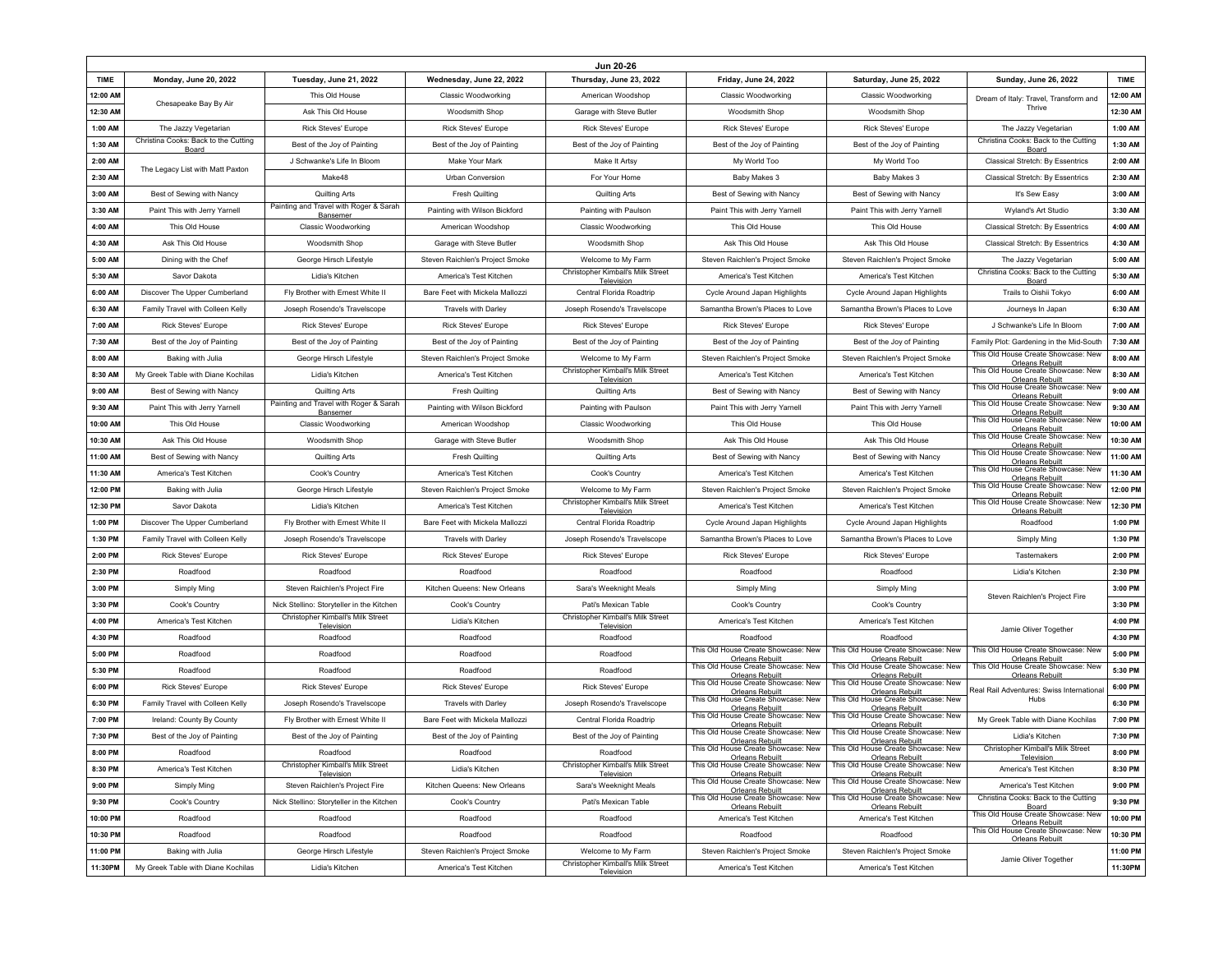| Jun 20-26 | | | | | | | | |
|---|---|---|---|---|---|---|---|---|
| TIME | Monday, June 20, 2022 | Tuesday, June 21, 2022 | Wednesday, June 22, 2022 | Thursday, June 23, 2022 | Friday, June 24, 2022 | Saturday, June 25, 2022 | Sunday, June 26, 2022 | TIME |
| 12:00 AM | Chesapeake Bay By Air | This Old House | Classic Woodworking | American Woodshop | Classic Woodworking | Classic Woodworking | Dream of Italy: Travel, Transform and Thrive | 12:00 AM |
| 12:30 AM | | Ask This Old House | Woodsmith Shop | Garage with Steve Butler | Woodsmith Shop | Woodsmith Shop | | 12:30 AM |
| 1:00 AM | The Jazzy Vegetarian | Rick Steves' Europe | Rick Steves' Europe | Rick Steves' Europe | Rick Steves' Europe | Rick Steves' Europe | The Jazzy Vegetarian | 1:00 AM |
| 1:30 AM | Christina Cooks: Back to the Cutting Board | Best of the Joy of Painting | Best of the Joy of Painting | Best of the Joy of Painting | Best of the Joy of Painting | Best of the Joy of Painting | Christina Cooks: Back to the Cutting Board | 1:30 AM |
| 2:00 AM | The Legacy List with Matt Paxton | J Schwanke's Life In Bloom | Make Your Mark | Make It Artsy | My World Too | My World Too | Classical Stretch: By Essentrics | 2:00 AM |
| 2:30 AM | | Make48 | Urban Conversion | For Your Home | Baby Makes 3 | Baby Makes 3 | Classical Stretch: By Essentrics | 2:30 AM |
| 3:00 AM | Best of Sewing with Nancy | Quilting Arts | Fresh Quilting | Quilting Arts | Best of Sewing with Nancy | Best of Sewing with Nancy | It's Sew Easy | 3:00 AM |
| 3:30 AM | Paint This with Jerry Yarnell | Painting and Travel with Roger & Sarah Bansemer | Painting with Wilson Bickford | Painting with Paulson | Paint This with Jerry Yarnell | Paint This with Jerry Yarnell | Wyland's Art Studio | 3:30 AM |
| 4:00 AM | This Old House | Classic Woodworking | American Woodshop | Classic Woodworking | This Old House | This Old House | Classical Stretch: By Essentrics | 4:00 AM |
| 4:30 AM | Ask This Old House | Woodsmith Shop | Garage with Steve Butler | Woodsmith Shop | Ask This Old House | Ask This Old House | Classical Stretch: By Essentrics | 4:30 AM |
| 5:00 AM | Dining with the Chef | George Hirsch Lifestyle | Steven Raichlen's Project Smoke | Welcome to My Farm | Steven Raichlen's Project Smoke | Steven Raichlen's Project Smoke | The Jazzy Vegetarian | 5:00 AM |
| 5:30 AM | Savor Dakota | Lidia's Kitchen | America's Test Kitchen | Christopher Kimball's Milk Street Television | America's Test Kitchen | America's Test Kitchen | Christina Cooks: Back to the Cutting Board | 5:30 AM |
| 6:00 AM | Discover The Upper Cumberland | Fly Brother with Ernest White II | Bare Feet with Mickela Mallozzi | Central Florida Roadtrip | Cycle Around Japan Highlights | Cycle Around Japan Highlights | Trails to Oishii Tokyo | 6:00 AM |
| 6:30 AM | Family Travel with Colleen Kelly | Joseph Rosendo's Travelscope | Travels with Darley | Joseph Rosendo's Travelscope | Samantha Brown's Places to Love | Samantha Brown's Places to Love | Journeys In Japan | 6:30 AM |
| 7:00 AM | Rick Steves' Europe | Rick Steves' Europe | Rick Steves' Europe | Rick Steves' Europe | Rick Steves' Europe | Rick Steves' Europe | J Schwanke's Life In Bloom | 7:00 AM |
| 7:30 AM | Best of the Joy of Painting | Best of the Joy of Painting | Best of the Joy of Painting | Best of the Joy of Painting | Best of the Joy of Painting | Best of the Joy of Painting | Family Plot: Gardening in the Mid-South | 7:30 AM |
| 8:00 AM | Baking with Julia | George Hirsch Lifestyle | Steven Raichlen's Project Smoke | Welcome to My Farm | Steven Raichlen's Project Smoke | Steven Raichlen's Project Smoke | This Old House Create Showcase: New Orleans Rebuilt | 8:00 AM |
| 8:30 AM | My Greek Table with Diane Kochilas | Lidia's Kitchen | America's Test Kitchen | Christopher Kimball's Milk Street Television | America's Test Kitchen | America's Test Kitchen | This Old House Create Showcase: New Orleans Rebuilt | 8:30 AM |
| 9:00 AM | Best of Sewing with Nancy | Quilting Arts | Fresh Quilting | Quilting Arts | Best of Sewing with Nancy | Best of Sewing with Nancy | This Old House Create Showcase: New Orleans Rebuilt | 9:00 AM |
| 9:30 AM | Paint This with Jerry Yarnell | Painting and Travel with Roger & Sarah Bansemer | Painting with Wilson Bickford | Painting with Paulson | Paint This with Jerry Yarnell | Paint This with Jerry Yarnell | This Old House Create Showcase: New Orleans Rebuilt | 9:30 AM |
| 10:00 AM | This Old House | Classic Woodworking | American Woodshop | Classic Woodworking | This Old House | This Old House | This Old House Create Showcase: New Orleans Rebuilt | 10:00 AM |
| 10:30 AM | Ask This Old House | Woodsmith Shop | Garage with Steve Butler | Woodsmith Shop | Ask This Old House | Ask This Old House | This Old House Create Showcase: New Orleans Rebuilt | 10:30 AM |
| 11:00 AM | Best of Sewing with Nancy | Quilting Arts | Fresh Quilting | Quilting Arts | Best of Sewing with Nancy | Best of Sewing with Nancy | This Old House Create Showcase: New Orleans Rebuilt | 11:00 AM |
| 11:30 AM | America's Test Kitchen | Cook's Country | America's Test Kitchen | Cook's Country | America's Test Kitchen | America's Test Kitchen | This Old House Create Showcase: New Orleans Rebuilt | 11:30 AM |
| 12:00 PM | Baking with Julia | George Hirsch Lifestyle | Steven Raichlen's Project Smoke | Welcome to My Farm | Steven Raichlen's Project Smoke | Steven Raichlen's Project Smoke | This Old House Create Showcase: New Orleans Rebuilt | 12:00 PM |
| 12:30 PM | Savor Dakota | Lidia's Kitchen | America's Test Kitchen | Christopher Kimball's Milk Street Television | America's Test Kitchen | America's Test Kitchen | This Old House Create Showcase: New Orleans Rebuilt | 12:30 PM |
| 1:00 PM | Discover The Upper Cumberland | Fly Brother with Ernest White II | Bare Feet with Mickela Mallozzi | Central Florida Roadtrip | Cycle Around Japan Highlights | Cycle Around Japan Highlights | Roadfood | 1:00 PM |
| 1:30 PM | Family Travel with Colleen Kelly | Joseph Rosendo's Travelscope | Travels with Darley | Joseph Rosendo's Travelscope | Samantha Brown's Places to Love | Samantha Brown's Places to Love | Simply Ming | 1:30 PM |
| 2:00 PM | Rick Steves' Europe | Rick Steves' Europe | Rick Steves' Europe | Rick Steves' Europe | Rick Steves' Europe | Rick Steves' Europe | Tastemakers | 2:00 PM |
| 2:30 PM | Roadfood | Roadfood | Roadfood | Roadfood | Roadfood | Roadfood | Lidia's Kitchen | 2:30 PM |
| 3:00 PM | Simply Ming | Steven Raichlen's Project Fire | Kitchen Queens: New Orleans | Sara's Weeknight Meals | Simply Ming | Simply Ming | Steven Raichlen's Project Fire | 3:00 PM |
| 3:30 PM | Cook's Country | Nick Stellino: Storyteller in the Kitchen | Cook's Country | Pati's Mexican Table | Cook's Country | Cook's Country | | 3:30 PM |
| 4:00 PM | America's Test Kitchen | Christopher Kimball's Milk Street Television | Lidia's Kitchen | Christopher Kimball's Milk Street Television | America's Test Kitchen | America's Test Kitchen | Jamie Oliver Together | 4:00 PM |
| 4:30 PM | Roadfood | Roadfood | Roadfood | Roadfood | Roadfood | Roadfood | | 4:30 PM |
| 5:00 PM | Roadfood | Roadfood | Roadfood | Roadfood | This Old House Create Showcase: New Orleans Rebuilt | This Old House Create Showcase: New Orleans Rebuilt | This Old House Create Showcase: New Orleans Rebuilt | 5:00 PM |
| 5:30 PM | Roadfood | Roadfood | Roadfood | Roadfood | This Old House Create Showcase: New Orleans Rebuilt | This Old House Create Showcase: New Orleans Rebuilt | This Old House Create Showcase: New Orleans Rebuilt | 5:30 PM |
| 6:00 PM | Rick Steves' Europe | Rick Steves' Europe | Rick Steves' Europe | Rick Steves' Europe | This Old House Create Showcase: New Orleans Rebuilt | This Old House Create Showcase: New Orleans Rebuilt | Real Rail Adventures: Swiss International Hubs | 6:00 PM |
| 6:30 PM | Family Travel with Colleen Kelly | Joseph Rosendo's Travelscope | Travels with Darley | Joseph Rosendo's Travelscope | This Old House Create Showcase: New Orleans Rebuilt | This Old House Create Showcase: New Orleans Rebuilt | | 6:30 PM |
| 7:00 PM | Ireland: County By County | Fly Brother with Ernest White II | Bare Feet with Mickela Mallozzi | Central Florida Roadtrip | This Old House Create Showcase: New Orleans Rebuilt | This Old House Create Showcase: New Orleans Rebuilt | My Greek Table with Diane Kochilas | 7:00 PM |
| 7:30 PM | Best of the Joy of Painting | Best of the Joy of Painting | Best of the Joy of Painting | Best of the Joy of Painting | This Old House Create Showcase: New Orleans Rebuilt | This Old House Create Showcase: New Orleans Rebuilt | Lidia's Kitchen | 7:30 PM |
| 8:00 PM | Roadfood | Roadfood | Roadfood | Roadfood | This Old House Create Showcase: New Orleans Rebuilt | This Old House Create Showcase: New Orleans Rebuilt | Christopher Kimball's Milk Street Television | 8:00 PM |
| 8:30 PM | America's Test Kitchen | Christopher Kimball's Milk Street Television | Lidia's Kitchen | Christopher Kimball's Milk Street Television | This Old House Create Showcase: New Orleans Rebuilt | This Old House Create Showcase: New Orleans Rebuilt | America's Test Kitchen | 8:30 PM |
| 9:00 PM | Simply Ming | Steven Raichlen's Project Fire | Kitchen Queens: New Orleans | Sara's Weeknight Meals | This Old House Create Showcase: New Orleans Rebuilt | This Old House Create Showcase: New Orleans Rebuilt | America's Test Kitchen | 9:00 PM |
| 9:30 PM | Cook's Country | Nick Stellino: Storyteller in the Kitchen | Cook's Country | Pati's Mexican Table | This Old House Create Showcase: New Orleans Rebuilt | This Old House Create Showcase: New Orleans Rebuilt | Christina Cooks: Back to the Cutting Board | 9:30 PM |
| 10:00 PM | Roadfood | Roadfood | Roadfood | Roadfood | America's Test Kitchen | America's Test Kitchen | This Old House Create Showcase: New Orleans Rebuilt | 10:00 PM |
| 10:30 PM | Roadfood | Roadfood | Roadfood | Roadfood | Roadfood | Roadfood | This Old House Create Showcase: New Orleans Rebuilt | 10:30 PM |
| 11:00 PM | Baking with Julia | George Hirsch Lifestyle | Steven Raichlen's Project Smoke | Welcome to My Farm | Steven Raichlen's Project Smoke | Steven Raichlen's Project Smoke | Jamie Oliver Together | 11:00 PM |
| 11:30PM | My Greek Table with Diane Kochilas | Lidia's Kitchen | America's Test Kitchen | Christopher Kimball's Milk Street Television | America's Test Kitchen | America's Test Kitchen | | 11:30PM |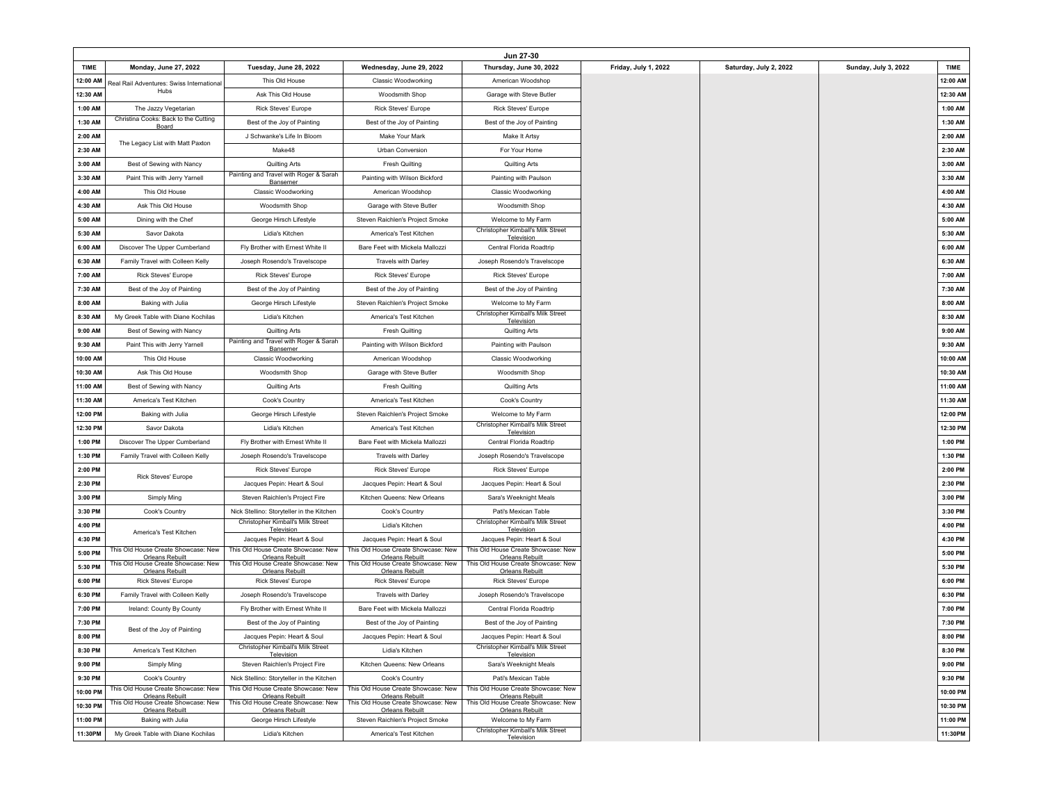| Jun 27-30 | | | | | | | | |
|---|---|---|---|---|---|---|---|---|
| **TIME** | **Monday, June 27, 2022** | **Tuesday, June 28, 2022** | **Wednesday, June 29, 2022** | **Thursday, June 30, 2022** | **Friday, July 1, 2022** | **Saturday, July 2, 2022** | **Sunday, July 3, 2022** | **TIME** |
| **12:00 AM** | Real Rail Adventures: Swiss International Hubs | This Old House | Classic Woodworking | American Woodshop | | | | **12:00 AM** |
| **12:30 AM** | | Ask This Old House | Woodsmith Shop | Garage with Steve Butler | | | | **12:30 AM** |
| **1:00 AM** | The Jazzy Vegetarian | Rick Steves' Europe | Rick Steves' Europe | Rick Steves' Europe | | | | **1:00 AM** |
| **1:30 AM** | Christina Cooks: Back to the Cutting Board | Best of the Joy of Painting | Best of the Joy of Painting | Best of the Joy of Painting | | | | **1:30 AM** |
| **2:00 AM** | The Legacy List with Matt Paxton | J Schwanke's Life In Bloom | Make Your Mark | Make It Artsy | | | | **2:00 AM** |
| **2:30 AM** | | Make48 | Urban Conversion | For Your Home | | | | **2:30 AM** |
| **3:00 AM** | Best of Sewing with Nancy | Quilting Arts | Fresh Quilting | Quilting Arts | | | | **3:00 AM** |
| **3:30 AM** | Paint This with Jerry Yarnell | Painting and Travel with Roger & Sarah Bansemer | Painting with Wilson Bickford | Painting with Paulson | | | | **3:30 AM** |
| **4:00 AM** | This Old House | Classic Woodworking | American Woodshop | Classic Woodworking | | | | **4:00 AM** |
| **4:30 AM** | Ask This Old House | Woodsmith Shop | Garage with Steve Butler | Woodsmith Shop | | | | **4:30 AM** |
| **5:00 AM** | Dining with the Chef | George Hirsch Lifestyle | Steven Raichlen's Project Smoke | Welcome to My Farm | | | | **5:00 AM** |
| **5:30 AM** | Savor Dakota | Lidia's Kitchen | America's Test Kitchen | Christopher Kimball's Milk Street Television | | | | **5:30 AM** |
| **6:00 AM** | Discover The Upper Cumberland | Fly Brother with Ernest White II | Bare Feet with Mickela Mallozzi | Central Florida Roadtrip | | | | **6:00 AM** |
| **6:30 AM** | Family Travel with Colleen Kelly | Joseph Rosendo's Travelscope | Travels with Darley | Joseph Rosendo's Travelscope | | | | **6:30 AM** |
| **7:00 AM** | Rick Steves' Europe | Rick Steves' Europe | Rick Steves' Europe | Rick Steves' Europe | | | | **7:00 AM** |
| **7:30 AM** | Best of the Joy of Painting | Best of the Joy of Painting | Best of the Joy of Painting | Best of the Joy of Painting | | | | **7:30 AM** |
| **8:00 AM** | Baking with Julia | George Hirsch Lifestyle | Steven Raichlen's Project Smoke | Welcome to My Farm | | | | **8:00 AM** |
| **8:30 AM** | My Greek Table with Diane Kochilas | Lidia's Kitchen | America's Test Kitchen | Christopher Kimball's Milk Street Television | | | | **8:30 AM** |
| **9:00 AM** | Best of Sewing with Nancy | Quilting Arts | Fresh Quilting | Quilting Arts | | | | **9:00 AM** |
| **9:30 AM** | Paint This with Jerry Yarnell | Painting and Travel with Roger & Sarah Bansemer | Painting with Wilson Bickford | Painting with Paulson | | | | **9:30 AM** |
| **10:00 AM** | This Old House | Classic Woodworking | American Woodshop | Classic Woodworking | | | | **10:00 AM** |
| **10:30 AM** | Ask This Old House | Woodsmith Shop | Garage with Steve Butler | Woodsmith Shop | | | | **10:30 AM** |
| **11:00 AM** | Best of Sewing with Nancy | Quilting Arts | Fresh Quilting | Quilting Arts | | | | **11:00 AM** |
| **11:30 AM** | America's Test Kitchen | Cook's Country | America's Test Kitchen | Cook's Country | | | | **11:30 AM** |
| **12:00 PM** | Baking with Julia | George Hirsch Lifestyle | Steven Raichlen's Project Smoke | Welcome to My Farm | | | | **12:00 PM** |
| **12:30 PM** | Savor Dakota | Lidia's Kitchen | America's Test Kitchen | Christopher Kimball's Milk Street Television | | | | **12:30 PM** |
| **1:00 PM** | Discover The Upper Cumberland | Fly Brother with Ernest White II | Bare Feet with Mickela Mallozzi | Central Florida Roadtrip | | | | **1:00 PM** |
| **1:30 PM** | Family Travel with Colleen Kelly | Joseph Rosendo's Travelscope | Travels with Darley | Joseph Rosendo's Travelscope | | | | **1:30 PM** |
| **2:00 PM** | Rick Steves' Europe | Rick Steves' Europe | Rick Steves' Europe | Rick Steves' Europe | | | | **2:00 PM** |
| **2:30 PM** | | Jacques Pepin: Heart & Soul | Jacques Pepin: Heart & Soul | Jacques Pepin: Heart & Soul | | | | **2:30 PM** |
| **3:00 PM** | Simply Ming | Steven Raichlen's Project Fire | Kitchen Queens: New Orleans | Sara's Weeknight Meals | | | | **3:00 PM** |
| **3:30 PM** | Cook's Country | Nick Stellino: Storyteller in the Kitchen | Cook's Country | Pati's Mexican Table | | | | **3:30 PM** |
| **4:00 PM** | America's Test Kitchen | Christopher Kimball's Milk Street Television | Lidia's Kitchen | Christopher Kimball's Milk Street Television | | | | **4:00 PM** |
| **4:30 PM** | | Jacques Pepin: Heart & Soul | Jacques Pepin: Heart & Soul | Jacques Pepin: Heart & Soul | | | | **4:30 PM** |
| **5:00 PM** | This Old House Create Showcase: New Orleans Rebuilt | This Old House Create Showcase: New Orleans Rebuilt | This Old House Create Showcase: New Orleans Rebuilt | This Old House Create Showcase: New Orleans Rebuilt | | | | **5:00 PM** |
| **5:30 PM** | This Old House Create Showcase: New Orleans Rebuilt | This Old House Create Showcase: New Orleans Rebuilt | This Old House Create Showcase: New Orleans Rebuilt | This Old House Create Showcase: New Orleans Rebuilt | | | | **5:30 PM** |
| **6:00 PM** | Rick Steves' Europe | Rick Steves' Europe | Rick Steves' Europe | Rick Steves' Europe | | | | **6:00 PM** |
| **6:30 PM** | Family Travel with Colleen Kelly | Joseph Rosendo's Travelscope | Travels with Darley | Joseph Rosendo's Travelscope | | | | **6:30 PM** |
| **7:00 PM** | Ireland: County By County | Fly Brother with Ernest White II | Bare Feet with Mickela Mallozzi | Central Florida Roadtrip | | | | **7:00 PM** |
| **7:30 PM** | Best of the Joy of Painting | Best of the Joy of Painting | Best of the Joy of Painting | Best of the Joy of Painting | | | | **7:30 PM** |
| **8:00 PM** | | Jacques Pepin: Heart & Soul | Jacques Pepin: Heart & Soul | Jacques Pepin: Heart & Soul | | | | **8:00 PM** |
| **8:30 PM** | America's Test Kitchen | Christopher Kimball's Milk Street Television | Lidia's Kitchen | Christopher Kimball's Milk Street Television | | | | **8:30 PM** |
| **9:00 PM** | Simply Ming | Steven Raichlen's Project Fire | Kitchen Queens: New Orleans | Sara's Weeknight Meals | | | | **9:00 PM** |
| **9:30 PM** | Cook's Country | Nick Stellino: Storyteller in the Kitchen | Cook's Country | Pati's Mexican Table | | | | **9:30 PM** |
| **10:00 PM** | This Old House Create Showcase: New Orleans Rebuilt | This Old House Create Showcase: New Orleans Rebuilt | This Old House Create Showcase: New Orleans Rebuilt | This Old House Create Showcase: New Orleans Rebuilt | | | | **10:00 PM** |
| **10:30 PM** | This Old House Create Showcase: New Orleans Rebuilt | This Old House Create Showcase: New Orleans Rebuilt | This Old House Create Showcase: New Orleans Rebuilt | This Old House Create Showcase: New Orleans Rebuilt | | | | **10:30 PM** |
| **11:00 PM** | Baking with Julia | George Hirsch Lifestyle | Steven Raichlen's Project Smoke | Welcome to My Farm | | | | **11:00 PM** |
| **11:30PM** | My Greek Table with Diane Kochilas | Lidia's Kitchen | America's Test Kitchen | Christopher Kimball's Milk Street Television | | | | **11:30PM** |